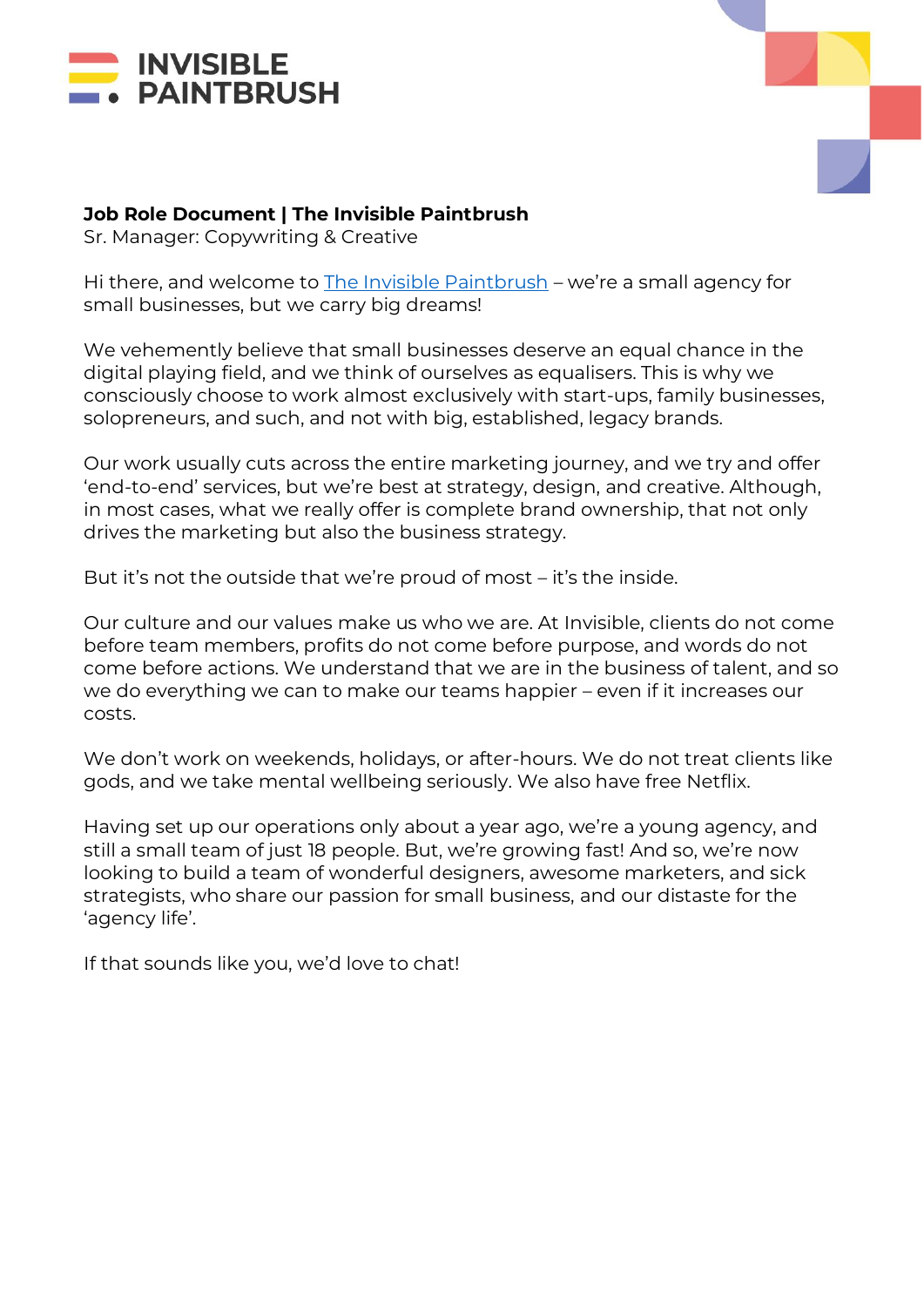INVISIBLE PAINTBRUSH

**Job Role Document | The Invisible Paintbrush**
Sr. Manager: Copywriting & Creative

Hi there, and welcome to The Invisible Paintbrush – we're a small agency for small businesses, but we carry big dreams!

We vehemently believe that small businesses deserve an equal chance in the digital playing field, and we think of ourselves as equalisers. This is why we consciously choose to work almost exclusively with start-ups, family businesses, solopreneurs, and such, and not with big, established, legacy brands.

Our work usually cuts across the entire marketing journey, and we try and offer 'end-to-end' services, but we're best at strategy, design, and creative. Although, in most cases, what we really offer is complete brand ownership, that not only drives the marketing but also the business strategy.

But it's not the outside that we're proud of most – it's the inside.

Our culture and our values make us who we are. At Invisible, clients do not come before team members, profits do not come before purpose, and words do not come before actions. We understand that we are in the business of talent, and so we do everything we can to make our teams happier – even if it increases our costs.

We don't work on weekends, holidays, or after-hours. We do not treat clients like gods, and we take mental wellbeing seriously. We also have free Netflix.

Having set up our operations only about a year ago, we're a young agency, and still a small team of just 18 people. But, we're growing fast! And so, we're now looking to build a team of wonderful designers, awesome marketers, and sick strategists, who share our passion for small business, and our distaste for the 'agency life'.

If that sounds like you, we'd love to chat!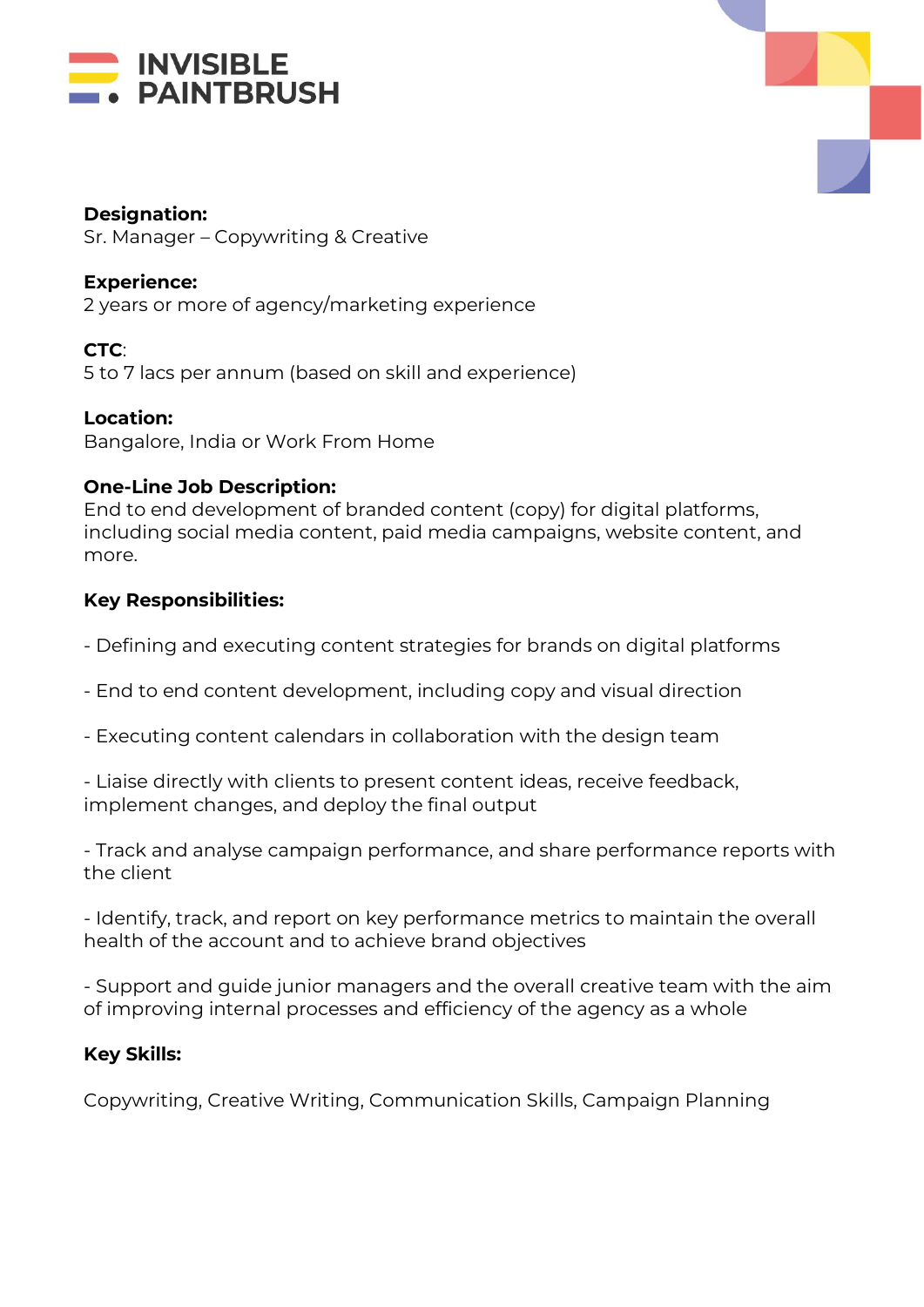# INVISIBLE PAINTBRUSH

**Designation:**
Sr. Manager – Copywriting & Creative

**Experience:**
2 years or more of agency/marketing experience

**CTC**:
5 to 7 lacs per annum (based on skill and experience)

**Location:**
Bangalore, India or Work From Home

**One-Line Job Description:**
End to end development of branded content (copy) for digital platforms, including social media content, paid media campaigns, website content, and more.

**Key Responsibilities:**

- Defining and executing content strategies for brands on digital platforms

- End to end content development, including copy and visual direction

- Executing content calendars in collaboration with the design team

- Liaise directly with clients to present content ideas, receive feedback, implement changes, and deploy the final output

- Track and analyse campaign performance, and share performance reports with the client

- Identify, track, and report on key performance metrics to maintain the overall health of the account and to achieve brand objectives

- Support and guide junior managers and the overall creative team with the aim of improving internal processes and efficiency of the agency as a whole

**Key Skills:**

Copywriting, Creative Writing, Communication Skills, Campaign Planning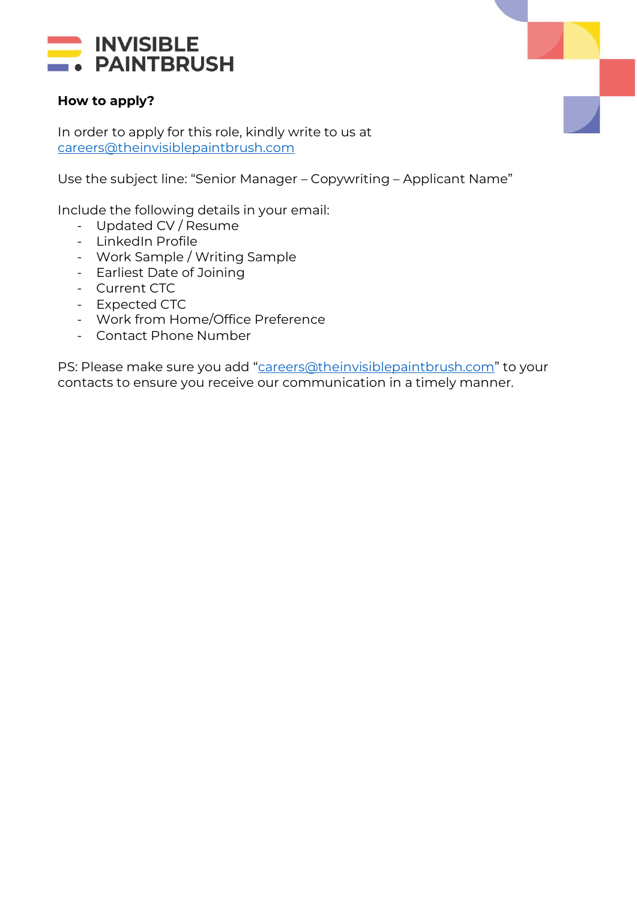**How to apply?**

In order to apply for this role, kindly write to us at careers@theinvisiblepaintbrush.com

Use the subject line: "Senior Manager – Copywriting – Applicant Name"

Include the following details in your email:

- Updated CV / Resume
- LinkedIn Profile
- Work Sample / Writing Sample
- Earliest Date of Joining
- Current CTC
- Expected CTC
- Work from Home/Office Preference
- Contact Phone Number

PS: Please make sure you add "careers@theinvisiblepaintbrush.com" to your contacts to ensure you receive our communication in a timely manner.